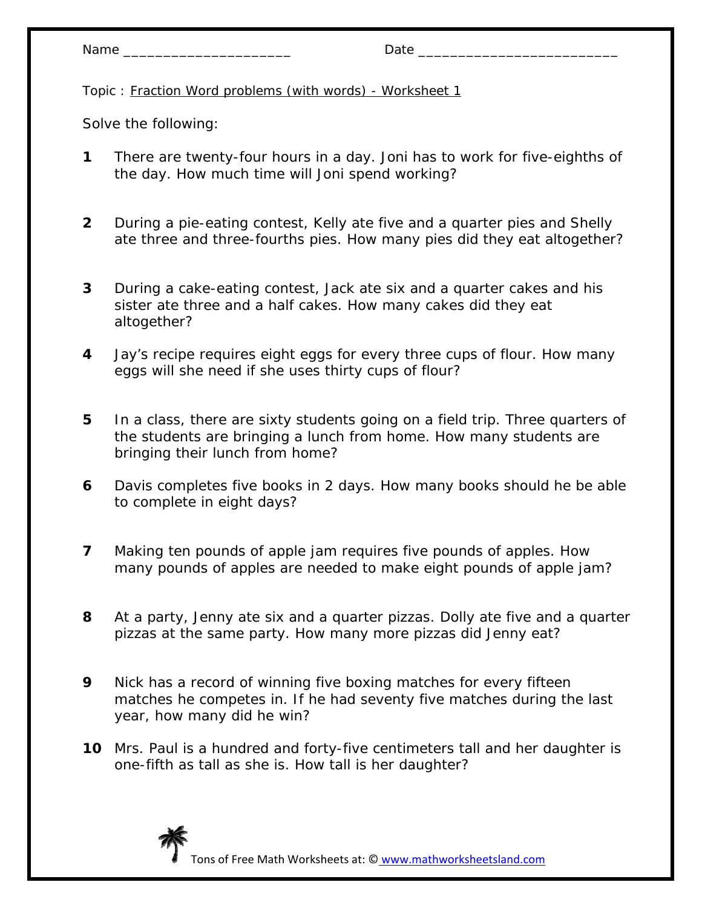Name _____________________ Date _________________________

Topic : Fraction Word problems (with words) - Worksheet 1

Solve the following:

1. There are twenty-four hours in a day. Joni has to work for five-eighths of the day. How much time will Joni spend working?

2. During a pie-eating contest, Kelly ate five and a quarter pies and Shelly ate three and three-fourths pies. How many pies did they eat altogether?

3. During a cake-eating contest, Jack ate six and a quarter cakes and his sister ate three and a half cakes. How many cakes did they eat altogether?

4. Jay's recipe requires eight eggs for every three cups of flour. How many eggs will she need if she uses thirty cups of flour?

5. In a class, there are sixty students going on a field trip. Three quarters of the students are bringing a lunch from home. How many students are bringing their lunch from home?

6. Davis completes five books in 2 days. How many books should he be able to complete in eight days?

7. Making ten pounds of apple jam requires five pounds of apples. How many pounds of apples are needed to make eight pounds of apple jam?

8. At a party, Jenny ate six and a quarter pizzas. Dolly ate five and a quarter pizzas at the same party. How many more pizzas did Jenny eat?

9. Nick has a record of winning five boxing matches for every fifteen matches he competes in. If he had seventy five matches during the last year, how many did he win?

10. Mrs. Paul is a hundred and forty-five centimeters tall and her daughter is one-fifth as tall as she is. How tall is her daughter?

Tons of Free Math Worksheets at: © www.mathworksheetsland.com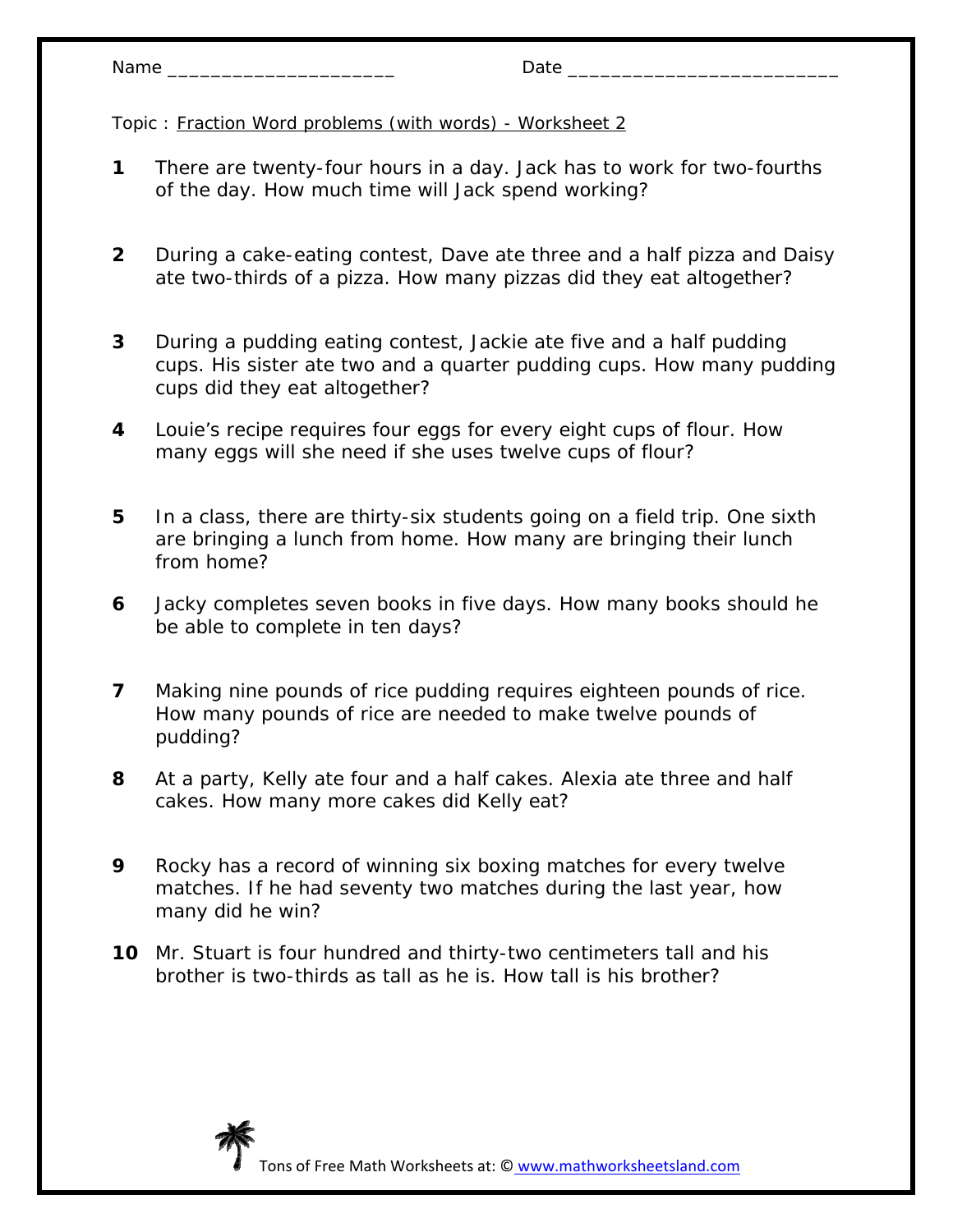Name ____________________ Date ________________________

Topic : Fraction Word problems (with words) - Worksheet 2

**1** There are twenty-four hours in a day. Jack has to work for two-fourths of the day. How much time will Jack spend working?

**2** During a cake-eating contest, Dave ate three and a half pizza and Daisy ate two-thirds of a pizza. How many pizzas did they eat altogether?

**3** During a pudding eating contest, Jackie ate five and a half pudding cups. His sister ate two and a quarter pudding cups. How many pudding cups did they eat altogether?

**4** Louie's recipe requires four eggs for every eight cups of flour. How many eggs will she need if she uses twelve cups of flour?

**5** In a class, there are thirty-six students going on a field trip. One sixth are bringing a lunch from home. How many are bringing their lunch from home?

**6** Jacky completes seven books in five days. How many books should he be able to complete in ten days?

**7** Making nine pounds of rice pudding requires eighteen pounds of rice. How many pounds of rice are needed to make twelve pounds of pudding?

**8** At a party, Kelly ate four and a half cakes. Alexia ate three and half cakes. How many more cakes did Kelly eat?

**9** Rocky has a record of winning six boxing matches for every twelve matches. If he had seventy two matches during the last year, how many did he win?

**10** Mr. Stuart is four hundred and thirty-two centimeters tall and his brother is two-thirds as tall as he is. How tall is his brother?

Tons of Free Math Worksheets at: © www.mathworksheetsland.com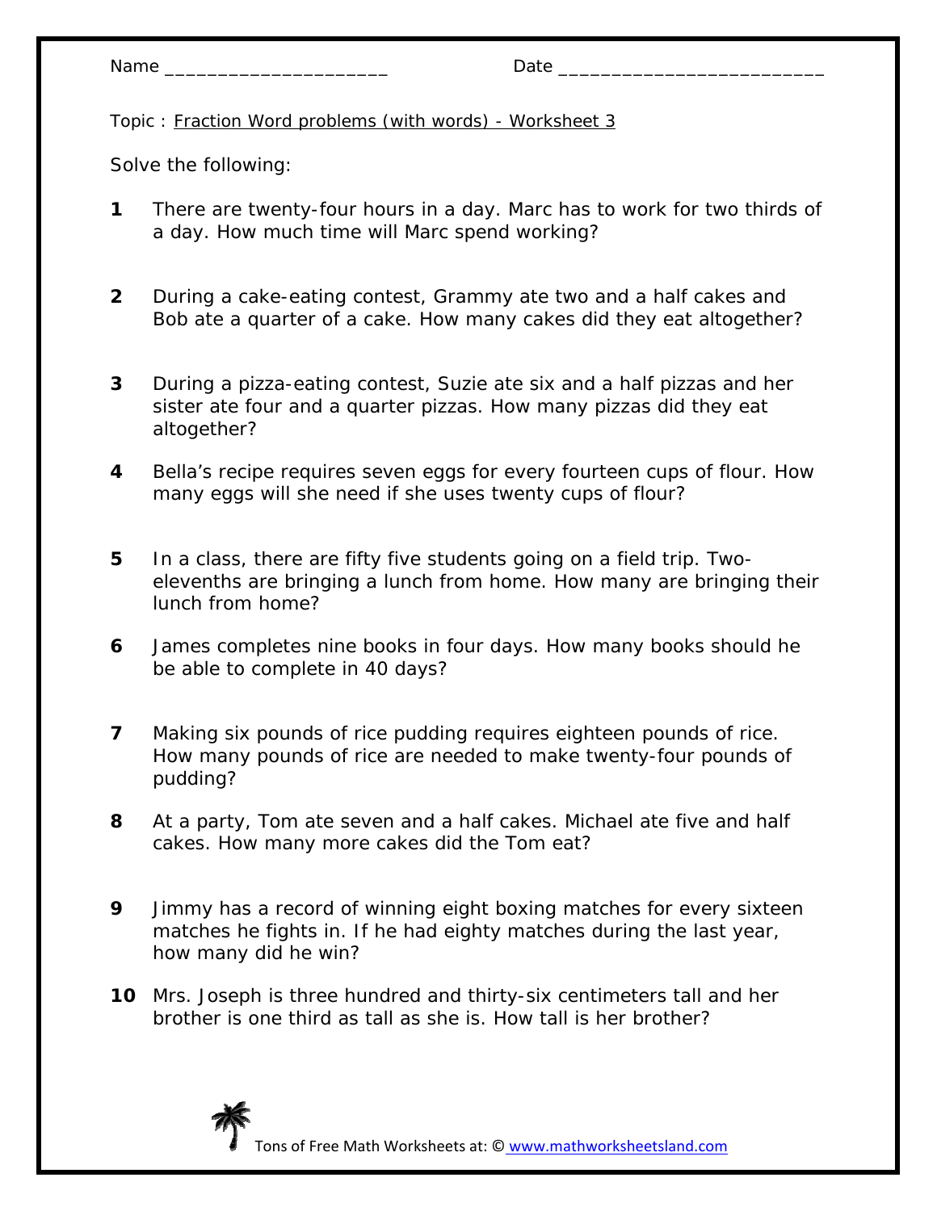Name _____________________ Date _________________________

Topic : Fraction Word problems (with words) - Worksheet 3

Solve the following:

**1** There are twenty-four hours in a day. Marc has to work for two thirds of a day. How much time will Marc spend working?

**2** During a cake-eating contest, Grammy ate two and a half cakes and Bob ate a quarter of a cake. How many cakes did they eat altogether?

**3** During a pizza-eating contest, Suzie ate six and a half pizzas and her sister ate four and a quarter pizzas. How many pizzas did they eat altogether?

**4** Bella's recipe requires seven eggs for every fourteen cups of flour. How many eggs will she need if she uses twenty cups of flour?

**5** In a class, there are fifty five students going on a field trip. Two-elevenths are bringing a lunch from home. How many are bringing their lunch from home?

**6** James completes nine books in four days. How many books should he be able to complete in 40 days?

**7** Making six pounds of rice pudding requires eighteen pounds of rice. How many pounds of rice are needed to make twenty-four pounds of pudding?

**8** At a party, Tom ate seven and a half cakes. Michael ate five and half cakes. How many more cakes did the Tom eat?

**9** Jimmy has a record of winning eight boxing matches for every sixteen matches he fights in. If he had eighty matches during the last year, how many did he win?

**10** Mrs. Joseph is three hundred and thirty-six centimeters tall and her brother is one third as tall as she is. How tall is her brother?

Tons of Free Math Worksheets at: © www.mathworksheetsland.com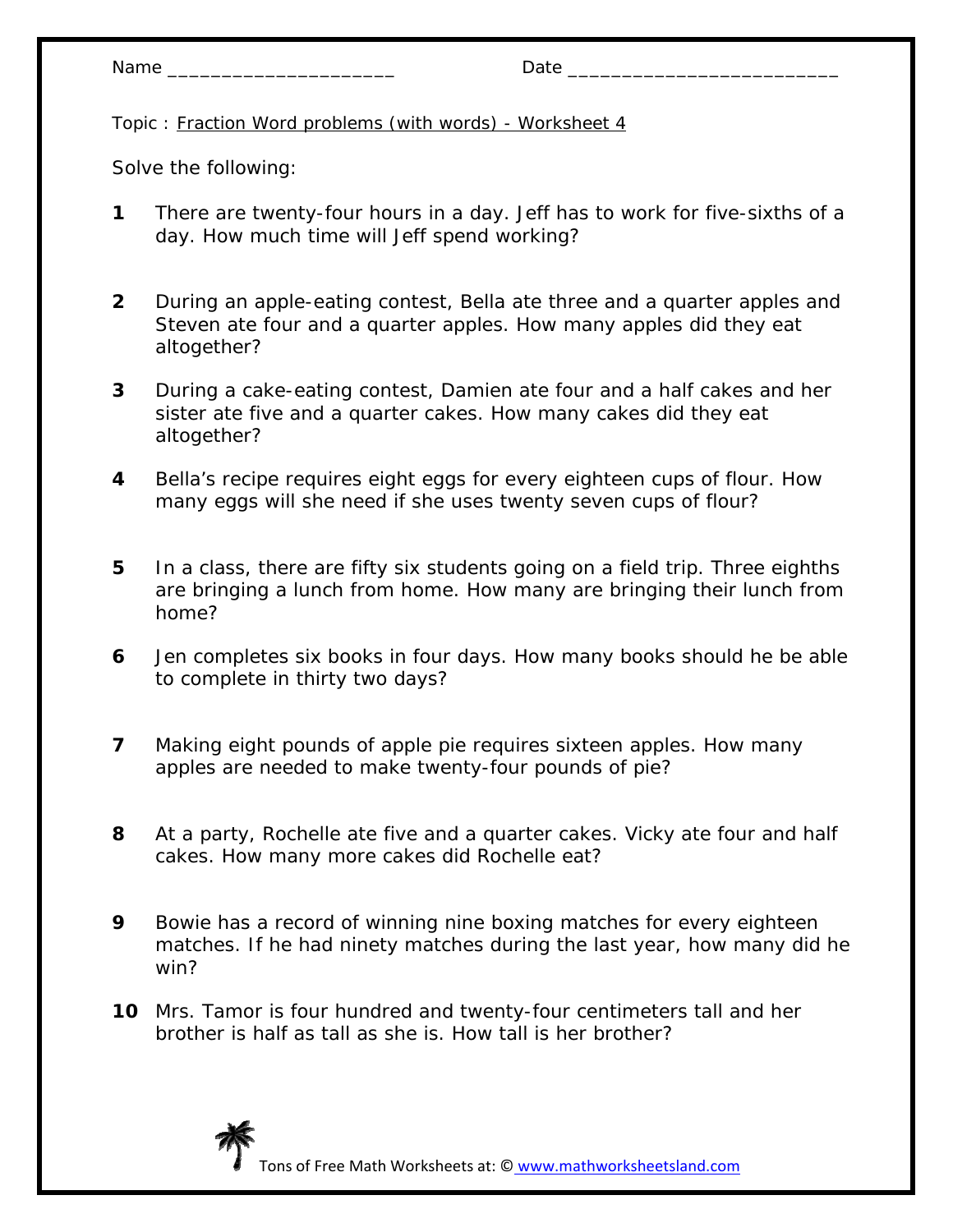Name _____________________ Date _________________________

Topic : Fraction Word problems (with words) - Worksheet 4

Solve the following:

**1** There are twenty-four hours in a day. Jeff has to work for five-sixths of a day. How much time will Jeff spend working?

**2** During an apple-eating contest, Bella ate three and a quarter apples and Steven ate four and a quarter apples. How many apples did they eat altogether?

**3** During a cake-eating contest, Damien ate four and a half cakes and her sister ate five and a quarter cakes. How many cakes did they eat altogether?

**4** Bella's recipe requires eight eggs for every eighteen cups of flour. How many eggs will she need if she uses twenty seven cups of flour?

**5** In a class, there are fifty six students going on a field trip. Three eighths are bringing a lunch from home. How many are bringing their lunch from home?

**6** Jen completes six books in four days. How many books should he be able to complete in thirty two days?

**7** Making eight pounds of apple pie requires sixteen apples. How many apples are needed to make twenty-four pounds of pie?

**8** At a party, Rochelle ate five and a quarter cakes. Vicky ate four and half cakes. How many more cakes did Rochelle eat?

**9** Bowie has a record of winning nine boxing matches for every eighteen matches. If he had ninety matches during the last year, how many did he win?

**10** Mrs. Tamor is four hundred and twenty-four centimeters tall and her brother is half as tall as she is. How tall is her brother?

Tons of Free Math Worksheets at: © www.mathworksheetsland.com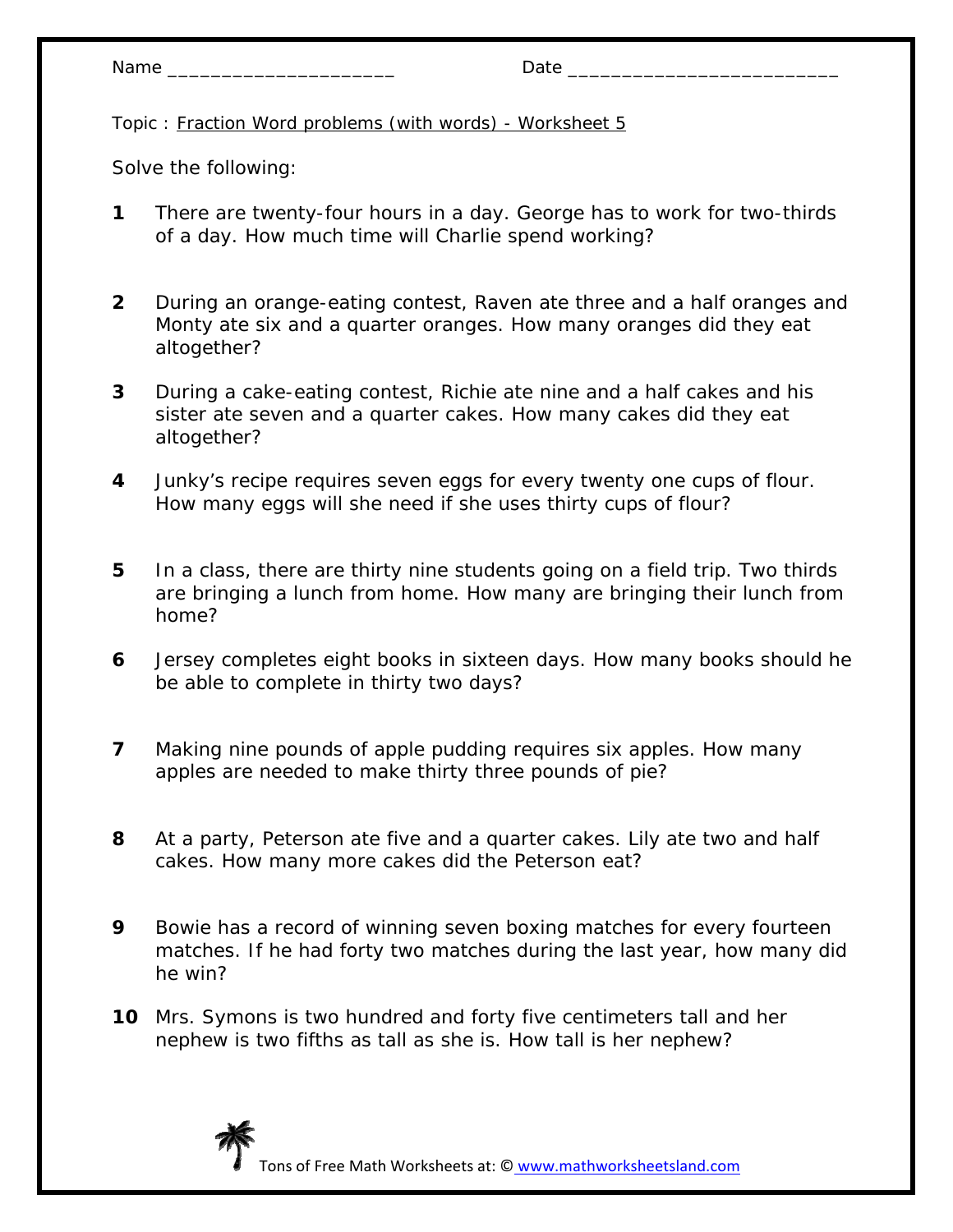Name ____________________ Date ________________________

Topic : Fraction Word problems (with words) - Worksheet 5

Solve the following:

**1** There are twenty-four hours in a day. George has to work for two-thirds of a day. How much time will Charlie spend working?

**2** During an orange-eating contest, Raven ate three and a half oranges and Monty ate six and a quarter oranges. How many oranges did they eat altogether?

**3** During a cake-eating contest, Richie ate nine and a half cakes and his sister ate seven and a quarter cakes. How many cakes did they eat altogether?

**4** Junky's recipe requires seven eggs for every twenty one cups of flour. How many eggs will she need if she uses thirty cups of flour?

**5** In a class, there are thirty nine students going on a field trip. Two thirds are bringing a lunch from home. How many are bringing their lunch from home?

**6** Jersey completes eight books in sixteen days. How many books should he be able to complete in thirty two days?

**7** Making nine pounds of apple pudding requires six apples. How many apples are needed to make thirty three pounds of pie?

**8** At a party, Peterson ate five and a quarter cakes. Lily ate two and half cakes. How many more cakes did the Peterson eat?

**9** Bowie has a record of winning seven boxing matches for every fourteen matches. If he had forty two matches during the last year, how many did he win?

**10** Mrs. Symons is two hundred and forty five centimeters tall and her nephew is two fifths as tall as she is. How tall is her nephew?

Tons of Free Math Worksheets at: © www.mathworksheetsland.com